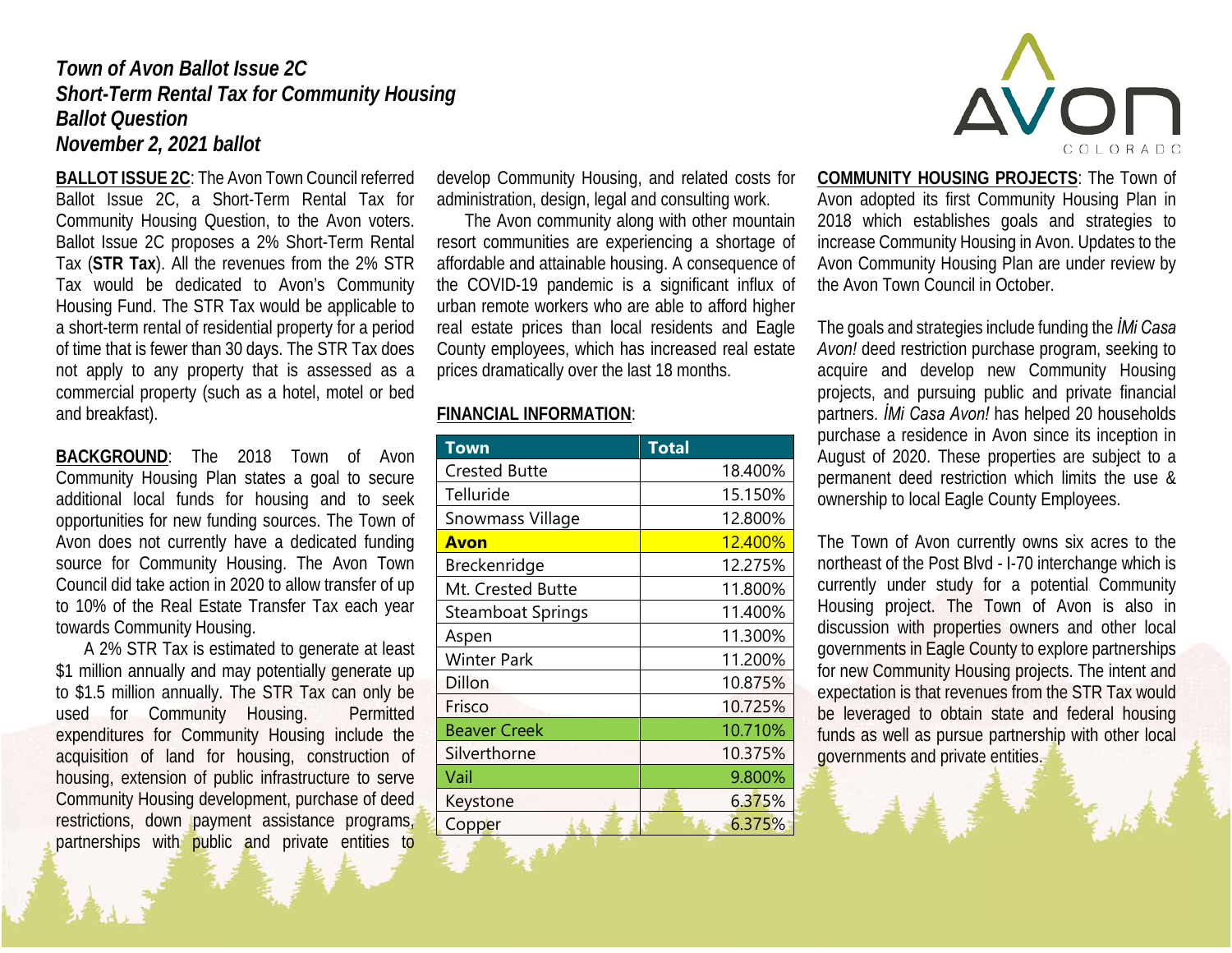# Town of Avon Ballot Issue 2C
# Short-Term Rental Tax for Community Housing
# Ballot Question
# November 2, 2021 ballot

**BALLOT ISSUE 2C**: The Avon Town Council referred Ballot Issue 2C, a Short-Term Rental Tax for Community Housing Question, to the Avon voters. Ballot Issue 2C proposes a 2% Short-Term Rental Tax (**STR Tax**). All the revenues from the 2% STR Tax would be dedicated to Avon's Community Housing Fund. The STR Tax would be applicable to a short-term rental of residential property for a period of time that is fewer than 30 days. The STR Tax does not apply to any property that is assessed as a commercial property (such as a hotel, motel or bed and breakfast).

**BACKGROUND**: The 2018 Town of Avon Community Housing Plan states a goal to secure additional local funds for housing and to seek opportunities for new funding sources. The Town of Avon does not currently have a dedicated funding source for Community Housing. The Avon Town Council did take action in 2020 to allow transfer of up to 10% of the Real Estate Transfer Tax each year towards Community Housing.

A 2% STR Tax is estimated to generate at least $1 million annually and may potentially generate up to $1.5 million annually. The STR Tax can only be used for Community Housing. Permitted expenditures for Community Housing include the acquisition of land for housing, construction of housing, extension of public infrastructure to serve Community Housing development, purchase of deed restrictions, down payment assistance programs, partnerships with public and private entities to develop Community Housing, and related costs for administration, design, legal and consulting work.

The Avon community along with other mountain resort communities are experiencing a shortage of affordable and attainable housing. A consequence of the COVID-19 pandemic is a significant influx of urban remote workers who are able to afford higher real estate prices than local residents and Eagle County employees, which has increased real estate prices dramatically over the last 18 months.

**FINANCIAL INFORMATION**:

| Town | Total |
|---|---|
| Crested Butte | 18.400% |
| Telluride | 15.150% |
| Snowmass Village | 12.800% |
| **Avon** | 12.400% |
| Breckenridge | 12.275% |
| Mt. Crested Butte | 11.800% |
| Steamboat Springs | 11.400% |
| Aspen | 11.300% |
| Winter Park | 11.200% |
| Dillon | 10.875% |
| Frisco | 10.725% |
| Beaver Creek | 10.710% |
| Silverthorne | 10.375% |
| Vail | 9.800% |
| Keystone | 6.375% |
| Copper | 6.375% |

**COMMUNITY HOUSING PROJECTS**: The Town of Avon adopted its first Community Housing Plan in 2018 which establishes goals and strategies to increase Community Housing in Avon. Updates to the Avon Community Housing Plan are under review by the Avon Town Council in October.

The goals and strategies include funding the *¡Mi Casa Avon!* deed restriction purchase program, seeking to acquire and develop new Community Housing projects, and pursuing public and private financial partners. *¡Mi Casa Avon!* has helped 20 households purchase a residence in Avon since its inception in August of 2020. These properties are subject to a permanent deed restriction which limits the use & ownership to local Eagle County Employees.

The Town of Avon currently owns six acres to the northeast of the Post Blvd - I-70 interchange which is currently under study for a potential Community Housing project. The Town of Avon is also in discussion with properties owners and other local governments in Eagle County to explore partnerships for new Community Housing projects. The intent and expectation is that revenues from the STR Tax would be leveraged to obtain state and federal housing funds as well as pursue partnership with other local governments and private entities.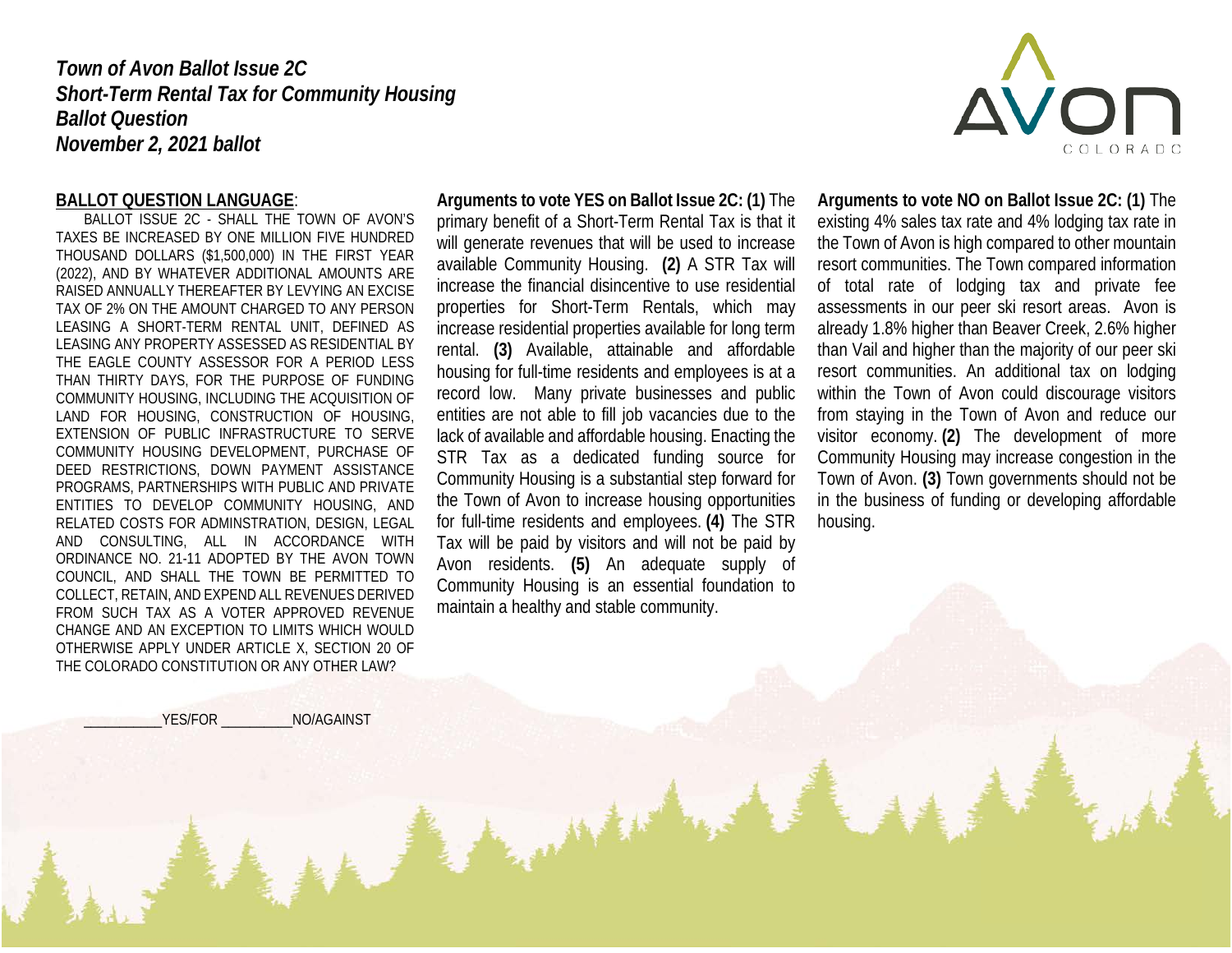***Town of Avon Ballot Issue 2C***
***Short-Term Rental Tax for Community Housing***
***Ballot Question***
***November 2, 2021 ballot***

AVON COLORADO

**BALLOT QUESTION LANGUAGE**:

BALLOT ISSUE 2C - SHALL THE TOWN OF AVON'S TAXES BE INCREASED BY ONE MILLION FIVE HUNDRED THOUSAND DOLLARS ($1,500,000) IN THE FIRST YEAR (2022), AND BY WHATEVER ADDITIONAL AMOUNTS ARE RAISED ANNUALLY THEREAFTER BY LEVYING AN EXCISE TAX OF 2% ON THE AMOUNT CHARGED TO ANY PERSON LEASING A SHORT-TERM RENTAL UNIT, DEFINED AS LEASING ANY PROPERTY ASSESSED AS RESIDENTIAL BY THE EAGLE COUNTY ASSESSOR FOR A PERIOD LESS THAN THIRTY DAYS, FOR THE PURPOSE OF FUNDING COMMUNITY HOUSING, INCLUDING THE ACQUISITION OF LAND FOR HOUSING, CONSTRUCTION OF HOUSING, EXTENSION OF PUBLIC INFRASTRUCTURE TO SERVE COMMUNITY HOUSING DEVELOPMENT, PURCHASE OF DEED RESTRICTIONS, DOWN PAYMENT ASSISTANCE PROGRAMS, PARTNERSHIPS WITH PUBLIC AND PRIVATE ENTITIES TO DEVELOP COMMUNITY HOUSING, AND RELATED COSTS FOR ADMINSTRATION, DESIGN, LEGAL AND CONSULTING, ALL IN ACCORDANCE WITH ORDINANCE NO. 21-11 ADOPTED BY THE AVON TOWN COUNCIL, AND SHALL THE TOWN BE PERMITTED TO COLLECT, RETAIN, AND EXPEND ALL REVENUES DERIVED FROM SUCH TAX AS A VOTER APPROVED REVENUE CHANGE AND AN EXCEPTION TO LIMITS WHICH WOULD OTHERWISE APPLY UNDER ARTICLE X, SECTION 20 OF THE COLORADO CONSTITUTION OR ANY OTHER LAW?

\_\_\_\_\_\_\_\_\_\_YES/FOR \_\_\_\_\_\_\_\_\_\_NO/AGAINST

**Arguments to vote YES on Ballot Issue 2C: (1)** The primary benefit of a Short-Term Rental Tax is that it will generate revenues that will be used to increase available Community Housing. **(2)** A STR Tax will increase the financial disincentive to use residential properties for Short-Term Rentals, which may increase residential properties available for long term rental. **(3)** Available, attainable and affordable housing for full-time residents and employees is at a record low. Many private businesses and public entities are not able to fill job vacancies due to the lack of available and affordable housing. Enacting the STR Tax as a dedicated funding source for Community Housing is a substantial step forward for the Town of Avon to increase housing opportunities for full-time residents and employees. **(4)** The STR Tax will be paid by visitors and will not be paid by Avon residents. **(5)** An adequate supply of Community Housing is an essential foundation to maintain a healthy and stable community.

**Arguments to vote NO on Ballot Issue 2C: (1)** The existing 4% sales tax rate and 4% lodging tax rate in the Town of Avon is high compared to other mountain resort communities. The Town compared information of total rate of lodging tax and private fee assessments in our peer ski resort areas. Avon is already 1.8% higher than Beaver Creek, 2.6% higher than Vail and higher than the majority of our peer ski resort communities. An additional tax on lodging within the Town of Avon could discourage visitors from staying in the Town of Avon and reduce our visitor economy. **(2)** The development of more Community Housing may increase congestion in the Town of Avon. **(3)** Town governments should not be in the business of funding or developing affordable housing.